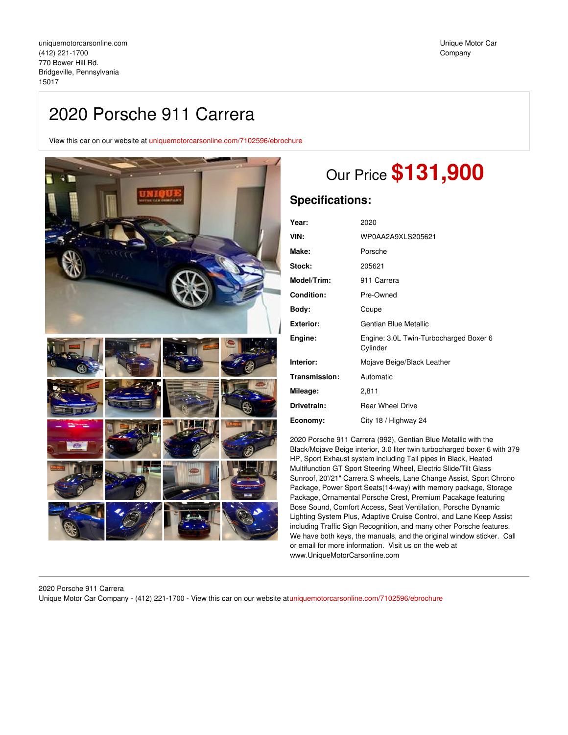uniquemotorcarsonline.com
(412) 221-1700
770 Bower Hill Rd.
Bridgeville, Pennsylvania
15017

Unique Motor Car Company

# 2020 Porsche 911 Carrera

View this car on our website at uniquemotorcarsonline.com/7102596/ebrochure

## Our Price **$131,900**

## Specifications:

| | |
|---|---|
| **Year:** | 2020 |
| **VIN:** | WP0AA2A9XLS205621 |
| **Make:** | Porsche |
| **Stock:** | 205621 |
| **Model/Trim:** | 911 Carrera |
| **Condition:** | Pre-Owned |
| **Body:** | Coupe |
| **Exterior:** | Gentian Blue Metallic |
| **Engine:** | Engine: 3.0L Twin-Turbocharged Boxer 6 Cylinder |
| **Interior:** | Mojave Beige/Black Leather |
| **Transmission:** | Automatic |
| **Mileage:** | 2,811 |
| **Drivetrain:** | Rear Wheel Drive |
| **Economy:** | City 18 / Highway 24 |

2020 Porsche 911 Carrera (992), Gentian Blue Metallic with the Black/Mojave Beige interior, 3.0 liter twin turbocharged boxer 6 with 379 HP, Sport Exhaust system including Tail pipes in Black, Heated Multifunction GT Sport Steering Wheel, Electric Slide/Tilt Glass Sunroof, 20'/21" Carrera S wheels, Lane Change Assist, Sport Chrono Package, Power Sport Seats(14-way) with memory package, Storage Package, Ornamental Porsche Crest, Premium Pacakage featuring Bose Sound, Comfort Access, Seat Ventilation, Porsche Dynamic Lighting System Plus, Adaptive Cruise Control, and Lane Keep Assist including Traffic Sign Recognition, and many other Porsche features. We have both keys, the manuals, and the original window sticker. Call or email for more information. Visit us on the web at www.UniqueMotorCarsonline.com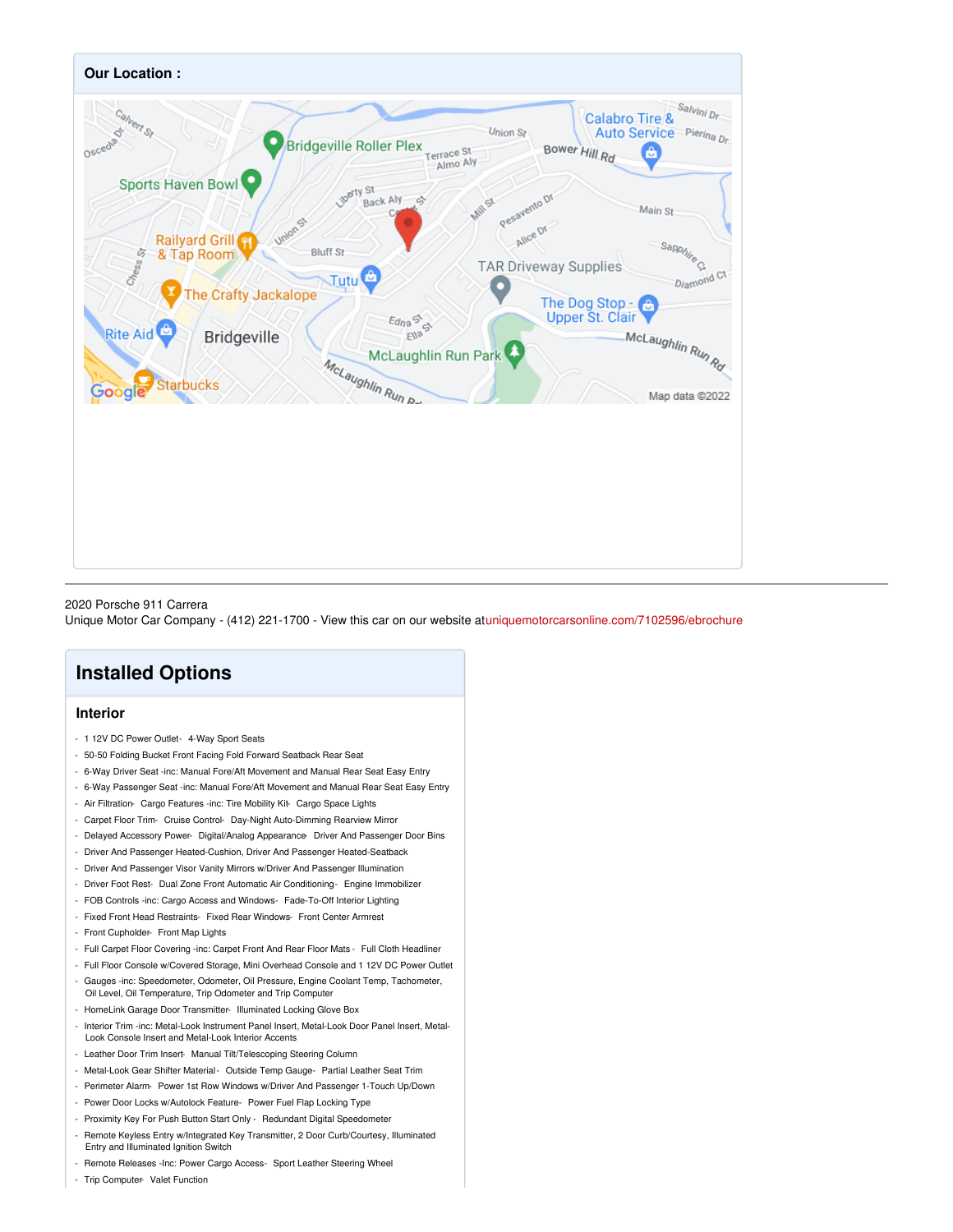### Our Location :

2020 Porsche 911 Carrera
Unique Motor Car Company - (412) 221-1700 - View this car on our website atuniquemotorcarsonline.com/7102596/ebrochure

## Installed Options

### Interior

- 1 12V DC Power Outlet- 4-Way Sport Seats
- 50-50 Folding Bucket Front Facing Fold Forward Seatback Rear Seat
- 6-Way Driver Seat -inc: Manual Fore/Aft Movement and Manual Rear Seat Easy Entry
- 6-Way Passenger Seat -inc: Manual Fore/Aft Movement and Manual Rear Seat Easy Entry
- Air Filtration- Cargo Features -inc: Tire Mobility Kit- Cargo Space Lights
- Carpet Floor Trim- Cruise Control- Day-Night Auto-Dimming Rearview Mirror
- Delayed Accessory Power- Digital/Analog Appearance- Driver And Passenger Door Bins
- Driver And Passenger Heated-Cushion, Driver And Passenger Heated-Seatback
- Driver And Passenger Visor Vanity Mirrors w/Driver And Passenger Illumination
- Driver Foot Rest- Dual Zone Front Automatic Air Conditioning- Engine Immobilizer
- FOB Controls -inc: Cargo Access and Windows- Fade-To-Off Interior Lighting
- Fixed Front Head Restraints- Fixed Rear Windows- Front Center Armrest
- Front Cupholder- Front Map Lights
- Full Carpet Floor Covering -inc: Carpet Front And Rear Floor Mats - Full Cloth Headliner
- Full Floor Console w/Covered Storage, Mini Overhead Console and 1 12V DC Power Outlet
- Gauges -inc: Speedometer, Odometer, Oil Pressure, Engine Coolant Temp, Tachometer, Oil Level, Oil Temperature, Trip Odometer and Trip Computer
- HomeLink Garage Door Transmitter- Illuminated Locking Glove Box
- Interior Trim -inc: Metal-Look Instrument Panel Insert, Metal-Look Door Panel Insert, Metal-Look Console Insert and Metal-Look Interior Accents
- Leather Door Trim Insert- Manual Tilt/Telescoping Steering Column
- Metal-Look Gear Shifter Material - Outside Temp Gauge- Partial Leather Seat Trim
- Perimeter Alarm- Power 1st Row Windows w/Driver And Passenger 1-Touch Up/Down
- Power Door Locks w/Autolock Feature- Power Fuel Flap Locking Type
- Proximity Key For Push Button Start Only - Redundant Digital Speedometer
- Remote Keyless Entry w/Integrated Key Transmitter, 2 Door Curb/Courtesy, Illuminated Entry and Illuminated Ignition Switch
- Remote Releases -Inc: Power Cargo Access- Sport Leather Steering Wheel
- Trip Computer- Valet Function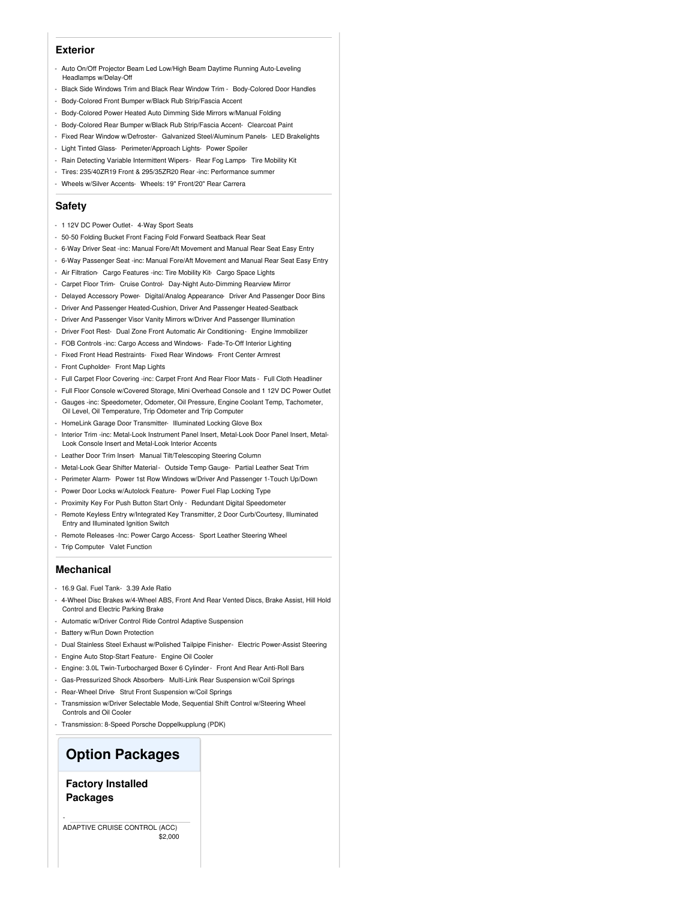## Exterior

- Auto On/Off Projector Beam Led Low/High Beam Daytime Running Auto-Leveling Headlamps w/Delay-Off
- Black Side Windows Trim and Black Rear Window Trim - Body-Colored Door Handles
- Body-Colored Front Bumper w/Black Rub Strip/Fascia Accent
- Body-Colored Power Heated Auto Dimming Side Mirrors w/Manual Folding
- Body-Colored Rear Bumper w/Black Rub Strip/Fascia Accent- Clearcoat Paint
- Fixed Rear Window w/Defroster- Galvanized Steel/Aluminum Panels- LED Brakelights
- Light Tinted Glass- Perimeter/Approach Lights- Power Spoiler
- Rain Detecting Variable Intermittent Wipers- Rear Fog Lamps- Tire Mobility Kit
- Tires: 235/40ZR19 Front & 295/35ZR20 Rear -inc: Performance summer
- Wheels w/Silver Accents- Wheels: 19" Front/20" Rear Carrera

## Safety

- 1 12V DC Power Outlet- 4-Way Sport Seats
- 50-50 Folding Bucket Front Facing Fold Forward Seatback Rear Seat
- 6-Way Driver Seat -inc: Manual Fore/Aft Movement and Manual Rear Seat Easy Entry
- 6-Way Passenger Seat -inc: Manual Fore/Aft Movement and Manual Rear Seat Easy Entry
- Air Filtration- Cargo Features -inc: Tire Mobility Kit- Cargo Space Lights
- Carpet Floor Trim- Cruise Control- Day-Night Auto-Dimming Rearview Mirror
- Delayed Accessory Power- Digital/Analog Appearance- Driver And Passenger Door Bins
- Driver And Passenger Heated-Cushion, Driver And Passenger Heated-Seatback
- Driver And Passenger Visor Vanity Mirrors w/Driver And Passenger Illumination
- Driver Foot Rest- Dual Zone Front Automatic Air Conditioning- Engine Immobilizer
- FOB Controls -inc: Cargo Access and Windows- Fade-To-Off Interior Lighting
- Fixed Front Head Restraints- Fixed Rear Windows- Front Center Armrest
- Front Cupholder- Front Map Lights
- Full Carpet Floor Covering -inc: Carpet Front And Rear Floor Mats - Full Cloth Headliner
- Full Floor Console w/Covered Storage, Mini Overhead Console and 1 12V DC Power Outlet
- Gauges -inc: Speedometer, Odometer, Oil Pressure, Engine Coolant Temp, Tachometer, Oil Level, Oil Temperature, Trip Odometer and Trip Computer
- HomeLink Garage Door Transmitter- Illuminated Locking Glove Box
- Interior Trim -inc: Metal-Look Instrument Panel Insert, Metal-Look Door Panel Insert, Metal-Look Console Insert and Metal-Look Interior Accents
- Leather Door Trim Insert- Manual Tilt/Telescoping Steering Column
- Metal-Look Gear Shifter Material - Outside Temp Gauge- Partial Leather Seat Trim
- Perimeter Alarm- Power 1st Row Windows w/Driver And Passenger 1-Touch Up/Down
- Power Door Locks w/Autolock Feature- Power Fuel Flap Locking Type
- Proximity Key For Push Button Start Only - Redundant Digital Speedometer
- Remote Keyless Entry w/Integrated Key Transmitter, 2 Door Curb/Courtesy, Illuminated Entry and Illuminated Ignition Switch
- Remote Releases -Inc: Power Cargo Access- Sport Leather Steering Wheel
- Trip Computer- Valet Function

## Mechanical

- 16.9 Gal. Fuel Tank- 3.39 Axle Ratio
- 4-Wheel Disc Brakes w/4-Wheel ABS, Front And Rear Vented Discs, Brake Assist, Hill Hold Control and Electric Parking Brake
- Automatic w/Driver Control Ride Control Adaptive Suspension
- Battery w/Run Down Protection
- Dual Stainless Steel Exhaust w/Polished Tailpipe Finisher- Electric Power-Assist Steering
- Engine Auto Stop-Start Feature- Engine Oil Cooler
- Engine: 3.0L Twin-Turbocharged Boxer 6 Cylinder - Front And Rear Anti-Roll Bars
- Gas-Pressurized Shock Absorbers- Multi-Link Rear Suspension w/Coil Springs
- Rear-Wheel Drive- Strut Front Suspension w/Coil Springs
- Transmission w/Driver Selectable Mode, Sequential Shift Control w/Steering Wheel Controls and Oil Cooler
- Transmission: 8-Speed Porsche Doppelkupplung (PDK)

# Option Packages

### Factory Installed Packages

-

ADAPTIVE CRUISE CONTROL (ACC) $2,000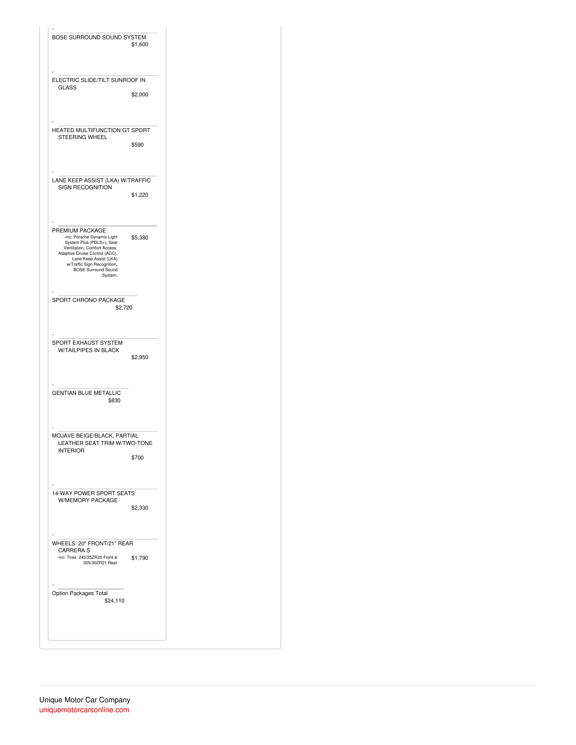| Option | Price |
| --- | --- |
| BOSE SURROUND SOUND SYSTEM | $1,600 |
| ELECTRIC SLIDE/TILT SUNROOF IN GLASS | $2,000 |
| HEATED MULTIFUNCTION GT SPORT STEERING WHEEL | $590 |
| LANE KEEP ASSIST (LKA) W/TRAFFIC SIGN RECOGNITION | $1,220 |
| PREMIUM PACKAGE -inc: Porsche Dynamic Light System Plus (PDLS+), Seat Ventilation, Comfort Access, Adaptive Cruise Control (ACC), Lane Keep Assist (LKA) w/Traffic Sign Recognition, BOSE Surround Sound System, | $5,380 |
| SPORT CHRONO PACKAGE | $2,720 |
| SPORT EXHAUST SYSTEM W/TAILPIPES IN BLACK | $2,950 |
| GENTIAN BLUE METALLIC | $830 |
| MOJAVE BEIGE/BLACK, PARTIAL LEATHER SEAT TRIM W/TWO-TONE INTERIOR | $700 |
| 14-WAY POWER SPORT SEATS W/MEMORY PACKAGE | $2,330 |
| WHEELS: 20" FRONT/21" REAR CARRERA S -inc: Tires: 245/35ZR20 Front & 305/30ZR21 Rear | $1,790 |
| Option Packages Total | $24,110 |

Unique Motor Car Company
uniquemotorcarsonline.com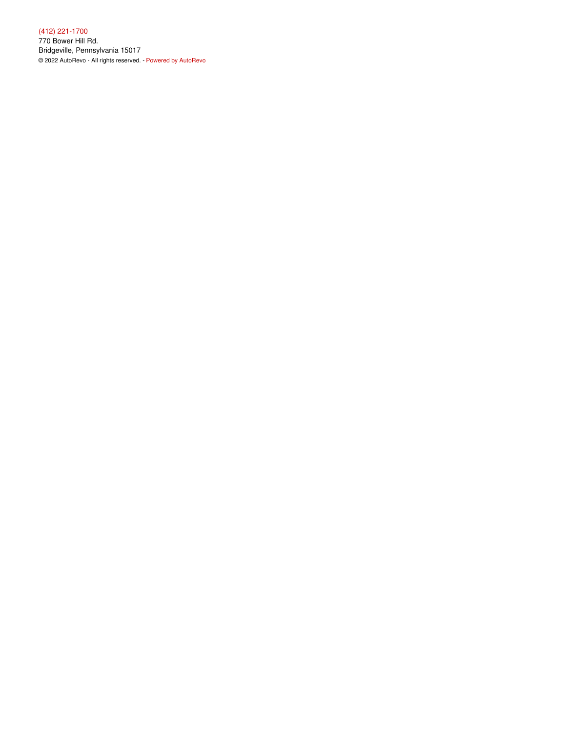(412) 221-1700
770 Bower Hill Rd.
Bridgeville, Pennsylvania 15017
© 2022 AutoRevo - All rights reserved. - Powered by AutoRevo